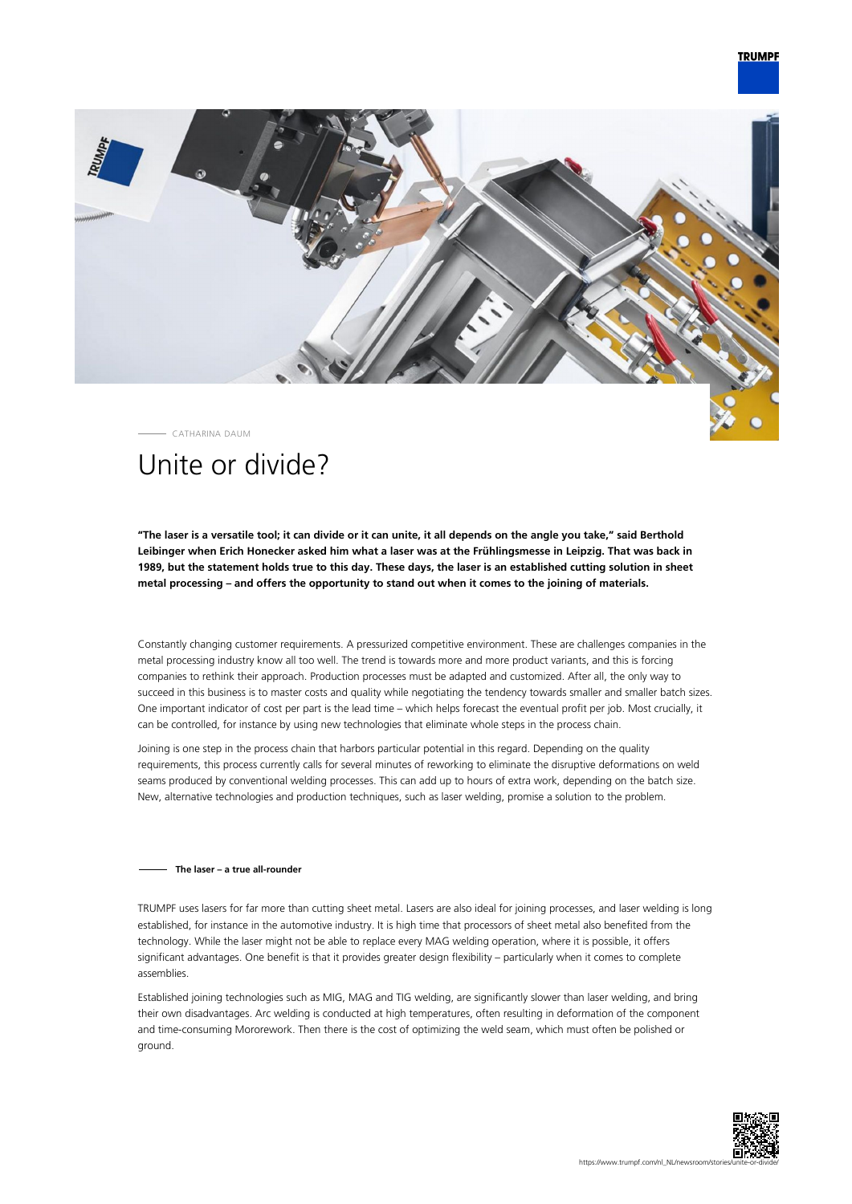CATHARINA DAUM

# Unite or divide?

**"The laser is a versatile tool; it can divide or it can unite, it all depends on the angle you take," said Berthold Leibinger when Erich Honecker asked him what a laser was at the Frühlingsmesse in Leipzig. That was back in 1989, but the statement holds true to this day. These days, the laser is an established cutting solution in sheet metal processing – and offers the opportunity to stand out when it comes to the joining of materials.**

Constantly changing customer requirements. A pressurized competitive environment. These are challenges companies in the metal processing industry know all too well. The trend is towards more and more product variants, and this is forcing companies to rethink their approach. Production processes must be adapted and customized. After all, the only way to succeed in this business is to master costs and quality while negotiating the tendency towards smaller and smaller batch sizes. One important indicator of cost per part is the lead time – which helps forecast the eventual profit per job. Most crucially, it can be controlled, for instance by using new technologies that eliminate whole steps in the process chain.

Joining is one step in the process chain that harbors particular potential in this regard. Depending on the quality requirements, this process currently calls for several minutes of reworking to eliminate the disruptive deformations on weld seams produced by conventional welding processes. This can add up to hours of extra work, depending on the batch size. New, alternative technologies and production techniques, such as laser welding, promise a solution to the problem.

### The laser – a true all-rounder

TRUMPF uses lasers for far more than cutting sheet metal. Lasers are also ideal for joining processes, and laser welding is long established, for instance in the automotive industry. It is high time that processors of sheet metal also benefited from the technology. While the laser might not be able to replace every MAG welding operation, where it is possible, it offers significant advantages. One benefit is that it provides greater design flexibility – particularly when it comes to complete assemblies.

Established joining technologies such as MIG, MAG and TIG welding, are significantly slower than laser welding, and bring their own disadvantages. Arc welding is conducted at high temperatures, often resulting in deformation of the component and time-consuming Mororework. Then there is the cost of optimizing the weld seam, which must often be polished or ground.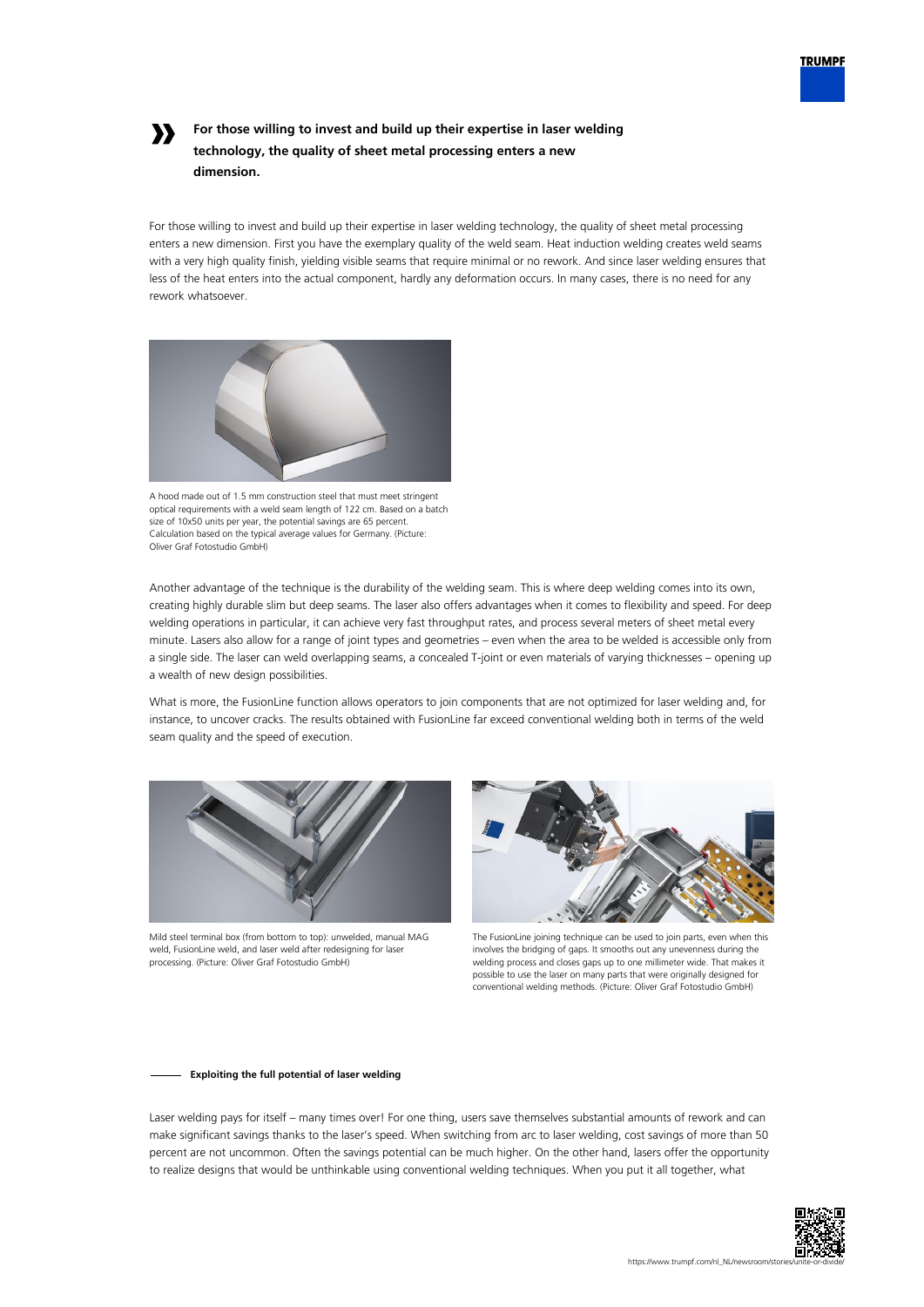**For those willing to invest and build up their expertise in laser welding technology, the quality of sheet metal processing enters a new dimension.**

For those willing to invest and build up their expertise in laser welding technology, the quality of sheet metal processing enters a new dimension. First you have the exemplary quality of the weld seam. Heat induction welding creates weld seams with a very high quality finish, yielding visible seams that require minimal or no rework. And since laser welding ensures that less of the heat enters into the actual component, hardly any deformation occurs. In many cases, there is no need for any rework whatsoever.

A hood made out of 1.5 mm construction steel that must meet stringent optical requirements with a weld seam length of 122 cm. Based on a batch size of 10x50 units per year, the potential savings are 65 percent. Calculation based on the typical average values for Germany. (Picture: Oliver Graf Fotostudio GmbH)

Another advantage of the technique is the durability of the welding seam. This is where deep welding comes into its own, creating highly durable slim but deep seams. The laser also offers advantages when it comes to flexibility and speed. For deep welding operations in particular, it can achieve very fast throughput rates, and process several meters of sheet metal every minute. Lasers also allow for a range of joint types and geometries – even when the area to be welded is accessible only from a single side. The laser can weld overlapping seams, a concealed T-joint or even materials of varying thicknesses – opening up a wealth of new design possibilities.

What is more, the FusionLine function allows operators to join components that are not optimized for laser welding and, for instance, to uncover cracks. The results obtained with FusionLine far exceed conventional welding both in terms of the weld seam quality and the speed of execution.

Mild steel terminal box (from bottom to top): unwelded, manual MAG weld, FusionLine weld, and laser weld after redesigning for laser processing. (Picture: Oliver Graf Fotostudio GmbH)

The FusionLine joining technique can be used to join parts, even when this involves the bridging of gaps. It smooths out any unevenness during the welding process and closes gaps up to one millimeter wide. That makes it possible to use the laser on many parts that were originally designed for conventional welding methods. (Picture: Oliver Graf Fotostudio GmbH)

## Exploiting the full potential of laser welding

Laser welding pays for itself – many times over! For one thing, users save themselves substantial amounts of rework and can make significant savings thanks to the laser's speed. When switching from arc to laser welding, cost savings of more than 50 percent are not uncommon. Often the savings potential can be much higher. On the other hand, lasers offer the opportunity to realize designs that would be unthinkable using conventional welding techniques. When you put it all together, what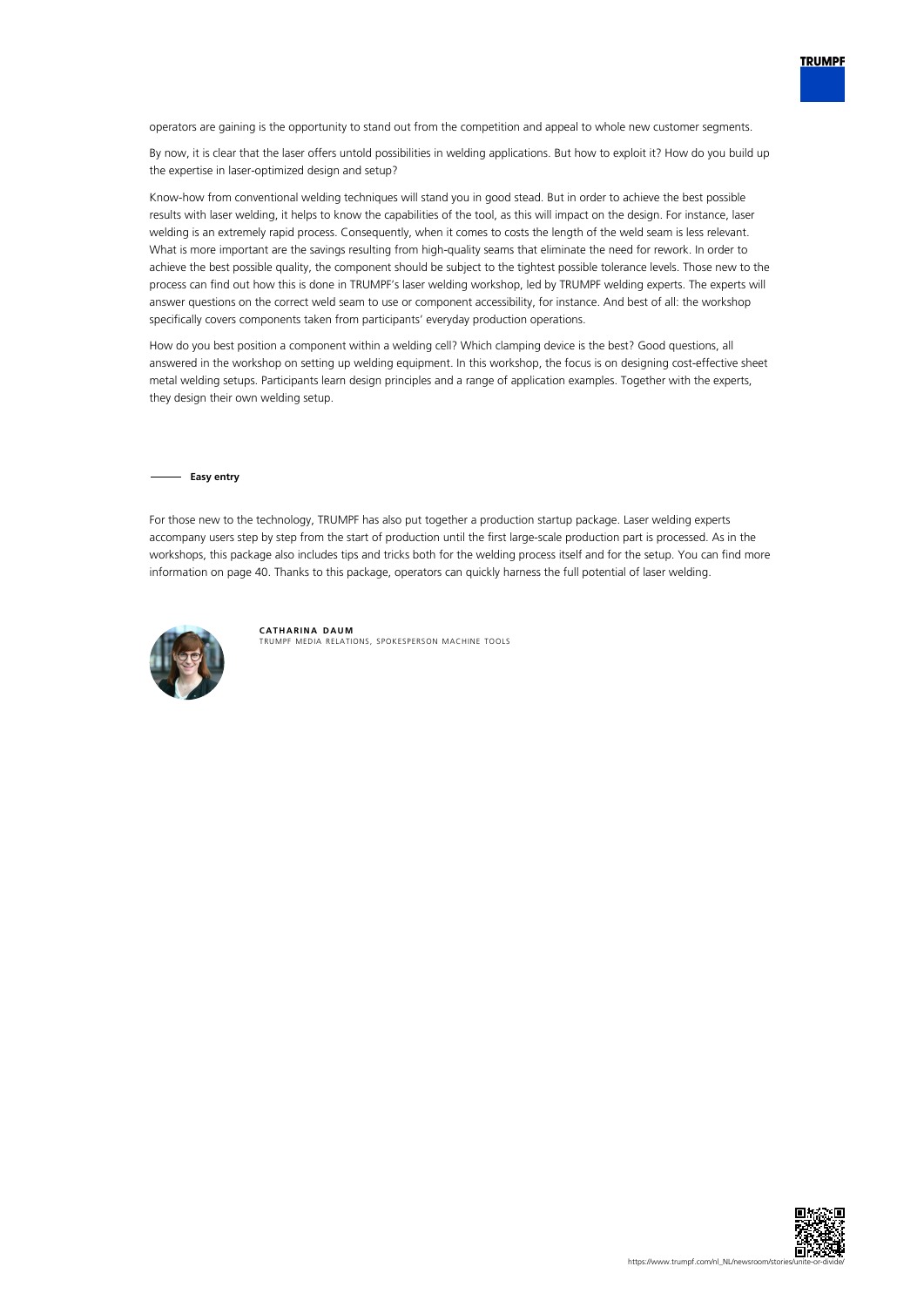operators are gaining is the opportunity to stand out from the competition and appeal to whole new customer segments.

By now, it is clear that the laser offers untold possibilities in welding applications. But how to exploit it? How do you build up the expertise in laser-optimized design and setup?

Know-how from conventional welding techniques will stand you in good stead. But in order to achieve the best possible results with laser welding, it helps to know the capabilities of the tool, as this will impact on the design. For instance, laser welding is an extremely rapid process. Consequently, when it comes to costs the length of the weld seam is less relevant. What is more important are the savings resulting from high-quality seams that eliminate the need for rework. In order to achieve the best possible quality, the component should be subject to the tightest possible tolerance levels. Those new to the process can find out how this is done in TRUMPF's laser welding workshop, led by TRUMPF welding experts. The experts will answer questions on the correct weld seam to use or component accessibility, for instance. And best of all: the workshop specifically covers components taken from participants' everyday production operations.

How do you best position a component within a welding cell? Which clamping device is the best? Good questions, all answered in the workshop on setting up welding equipment. In this workshop, the focus is on designing cost-effective sheet metal welding setups. Participants learn design principles and a range of application examples. Together with the experts, they design their own welding setup.

## Easy entry

For those new to the technology, TRUMPF has also put together a production startup package. Laser welding experts accompany users step by step from the start of production until the first large-scale production part is processed. As in the workshops, this package also includes tips and tricks both for the welding process itself and for the setup. You can find more information on page 40. Thanks to this package, operators can quickly harness the full potential of laser welding.

**CATHARINA DAUM**
TRUMPF MEDIA RELATIONS, SPOKESPERSON MACHINE TOOLS

https://www.trumpf.com/nl_NL/newsroom/stories/unite-or-divide/